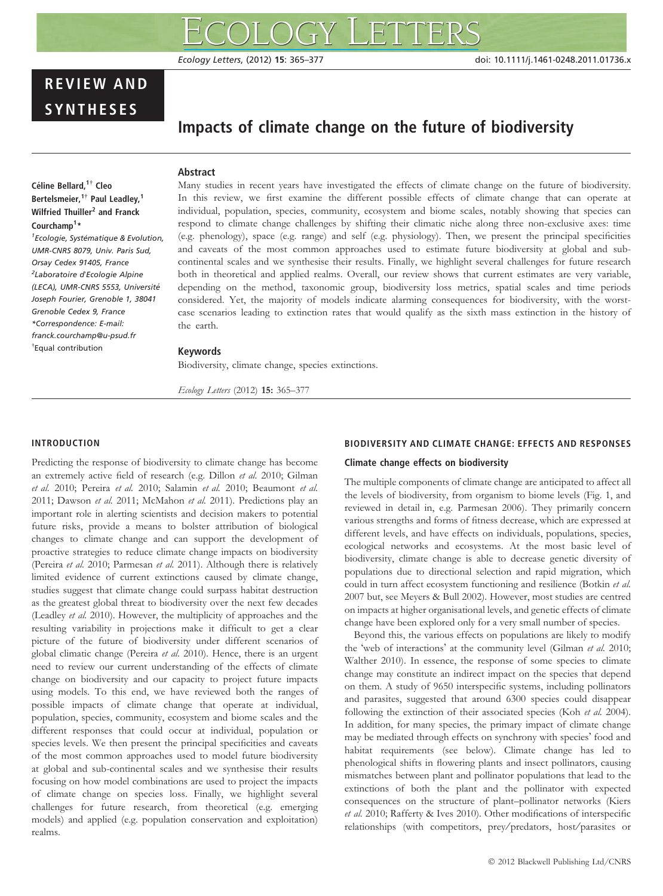REVIEW AND SYNTHESES

# Impacts of climate change on the future of biodiversity

**Céline Bellard,[1†] Cleo Bertelsmeier,[1†] Paul Leadley,[1] Wilfried Thuiller[2] and Franck Courchamp[1*]**

[1]Ecologie, Systématique & Evolution, UMR-CNRS 8079, Univ. Paris Sud, Orsay Cedex 91405, France
[2]Laboratoire d'Ecologie Alpine (LECA), UMR-CNRS 5553, Université Joseph Fourier, Grenoble 1, 38041 Grenoble Cedex 9, France
*Correspondence: E-mail: franck.courchamp@u-psud.fr
†Equal contribution

## Abstract

Many studies in recent years have investigated the effects of climate change on the future of biodiversity. In this review, we first examine the different possible effects of climate change that can operate at individual, population, species, community, ecosystem and biome scales, notably showing that species can respond to climate change challenges by shifting their climatic niche along three non-exclusive axes: time (e.g. phenology), space (e.g. range) and self (e.g. physiology). Then, we present the principal specificities and caveats of the most common approaches used to estimate future biodiversity at global and sub-continental scales and we synthesise their results. Finally, we highlight several challenges for future research both in theoretical and applied realms. Overall, our review shows that current estimates are very variable, depending on the method, taxonomic group, biodiversity loss metrics, spatial scales and time periods considered. Yet, the majority of models indicate alarming consequences for biodiversity, with the worst-case scenarios leading to extinction rates that would qualify as the sixth mass extinction in the history of the earth.

## Keywords

Biodiversity, climate change, species extinctions.

*Ecology Letters* (2012) **15:** 365–377

## INTRODUCTION

Predicting the response of biodiversity to climate change has become an extremely active field of research (e.g. Dillon *et al.* 2010; Gilman *et al.* 2010; Pereira *et al.* 2010; Salamin *et al.* 2010; Beaumont *et al.* 2011; Dawson *et al.* 2011; McMahon *et al.* 2011). Predictions play an important role in alerting scientists and decision makers to potential future risks, provide a means to bolster attribution of biological changes to climate change and can support the development of proactive strategies to reduce climate change impacts on biodiversity (Pereira *et al.* 2010; Parmesan *et al.* 2011). Although there is relatively limited evidence of current extinctions caused by climate change, studies suggest that climate change could surpass habitat destruction as the greatest global threat to biodiversity over the next few decades (Leadley *et al.* 2010). However, the multiplicity of approaches and the resulting variability in projections make it difficult to get a clear picture of the future of biodiversity under different scenarios of global climatic change (Pereira *et al.* 2010). Hence, there is an urgent need to review our current understanding of the effects of climate change on biodiversity and our capacity to project future impacts using models. To this end, we have reviewed both the ranges of possible impacts of climate change that operate at individual, population, species, community, ecosystem and biome scales and the different responses that could occur at individual, population or species levels. We then present the principal specificities and caveats of the most common approaches used to model future biodiversity at global and sub-continental scales and we synthesise their results focusing on how model combinations are used to project the impacts of climate change on species loss. Finally, we highlight several challenges for future research, from theoretical (e.g. emerging models) and applied (e.g. population conservation and exploitation) realms.

## BIODIVERSITY AND CLIMATE CHANGE: EFFECTS AND RESPONSES

### Climate change effects on biodiversity

The multiple components of climate change are anticipated to affect all the levels of biodiversity, from organism to biome levels (Fig. 1, and reviewed in detail in, e.g. Parmesan 2006). They primarily concern various strengths and forms of fitness decrease, which are expressed at different levels, and have effects on individuals, populations, species, ecological networks and ecosystems. At the most basic level of biodiversity, climate change is able to decrease genetic diversity of populations due to directional selection and rapid migration, which could in turn affect ecosystem functioning and resilience (Botkin *et al.* 2007 but, see Meyers & Bull 2002). However, most studies are centred on impacts at higher organisational levels, and genetic effects of climate change have been explored only for a very small number of species.

Beyond this, the various effects on populations are likely to modify the 'web of interactions' at the community level (Gilman *et al.* 2010; Walther 2010). In essence, the response of some species to climate change may constitute an indirect impact on the species that depend on them. A study of 9650 interspecific systems, including pollinators and parasites, suggested that around 6300 species could disappear following the extinction of their associated species (Koh *et al.* 2004). In addition, for many species, the primary impact of climate change may be mediated through effects on synchrony with species' food and habitat requirements (see below). Climate change has led to phenological shifts in flowering plants and insect pollinators, causing mismatches between plant and pollinator populations that lead to the extinctions of both the plant and the pollinator with expected consequences on the structure of plant–pollinator networks (Kiers *et al.* 2010; Rafferty & Ives 2010). Other modifications of interspecific relationships (with competitors, prey/predators, host/parasites or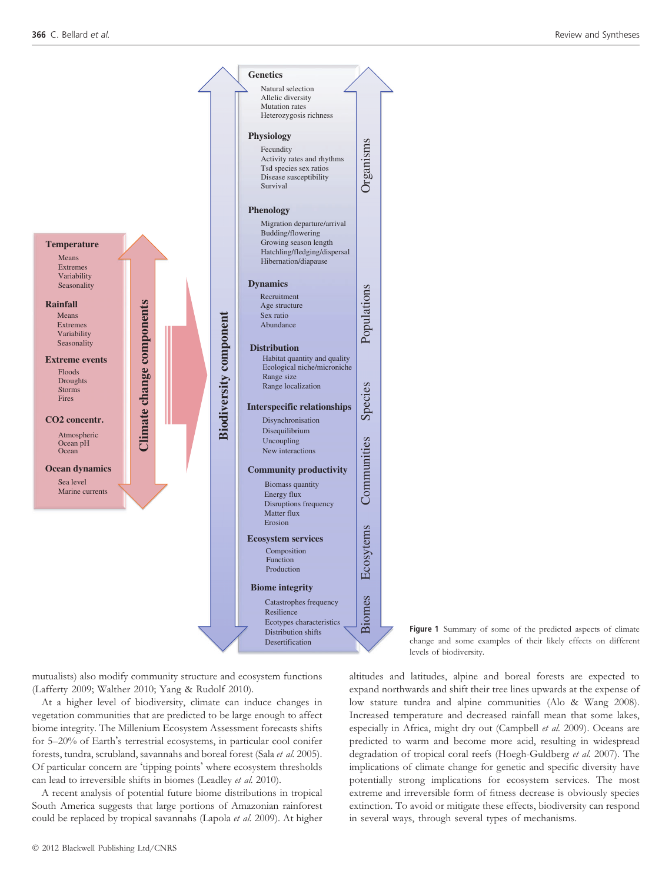**Temperature**
Means
Extremes
Variability
Seasonality

**Rainfall**
Means
Extremes
Variability
Seasonality

**Extreme events**
Floods
Droughts
Storms
Fires

**CO2 concentr.**
Atmospheric
Ocean pH
Ocean

**Ocean dynamics**
Sea level
Marine currents

**Climate change components**

**Biodiversity component**

**Genetics**
Natural selection
Allelic diversity
Mutation rates
Heterozygosis richness

**Physiology**
Fecundity
Activity rates and rhythms
Tsd species sex ratios
Disease susceptibility
Survival

**Phenology**
Migration departure/arrival
Budding/flowering
Growing season length
Hatchling/fledging/dispersal
Hibernation/diapause

**Dynamics**
Recruitment
Age structure
Sex ratio
Abundance

**Distribution**
Habitat quantity and quality
Ecological niche/microniche
Range size
Range localization

**Interspecific relationships**
Disynchronisation
Disequilibrium
Uncoupling
New interactions

**Community productivity**
Biomass quantity
Energy flux
Disruptions frequency
Matter flux
Erosion

**Ecosystem services**
Composition
Function
Production

**Biome integrity**
Catastrophes frequency
Resilience
Ecotypes characteristics
Distribution shifts
Desertification

Organisms | Populations | Species | Communities | Ecosystems | Biomes

**Figure 1** Summary of some of the predicted aspects of climate change and some examples of their likely effects on different levels of biodiversity.

mutualists) also modify community structure and ecosystem functions (Lafferty 2009; Walther 2010; Yang & Rudolf 2010).

At a higher level of biodiversity, climate can induce changes in vegetation communities that are predicted to be large enough to affect biome integrity. The Millenium Ecosystem Assessment forecasts shifts for 5–20% of Earth's terrestrial ecosystems, in particular cool conifer forests, tundra, scrubland, savannahs and boreal forest (Sala *et al.* 2005). Of particular concern are 'tipping points' where ecosystem thresholds can lead to irreversible shifts in biomes (Leadley *et al.* 2010).

A recent analysis of potential future biome distributions in tropical South America suggests that large portions of Amazonian rainforest could be replaced by tropical savannahs (Lapola *et al.* 2009). At higher altitudes and latitudes, alpine and boreal forests are expected to expand northwards and shift their tree lines upwards at the expense of low stature tundra and alpine communities (Alo & Wang 2008). Increased temperature and decreased rainfall mean that some lakes, especially in Africa, might dry out (Campbell *et al.* 2009). Oceans are predicted to warm and become more acid, resulting in widespread degradation of tropical coral reefs (Hoegh-Guldberg *et al.* 2007). The implications of climate change for genetic and specific diversity have potentially strong implications for ecosystem services. The most extreme and irreversible form of fitness decrease is obviously species extinction. To avoid or mitigate these effects, biodiversity can respond in several ways, through several types of mechanisms.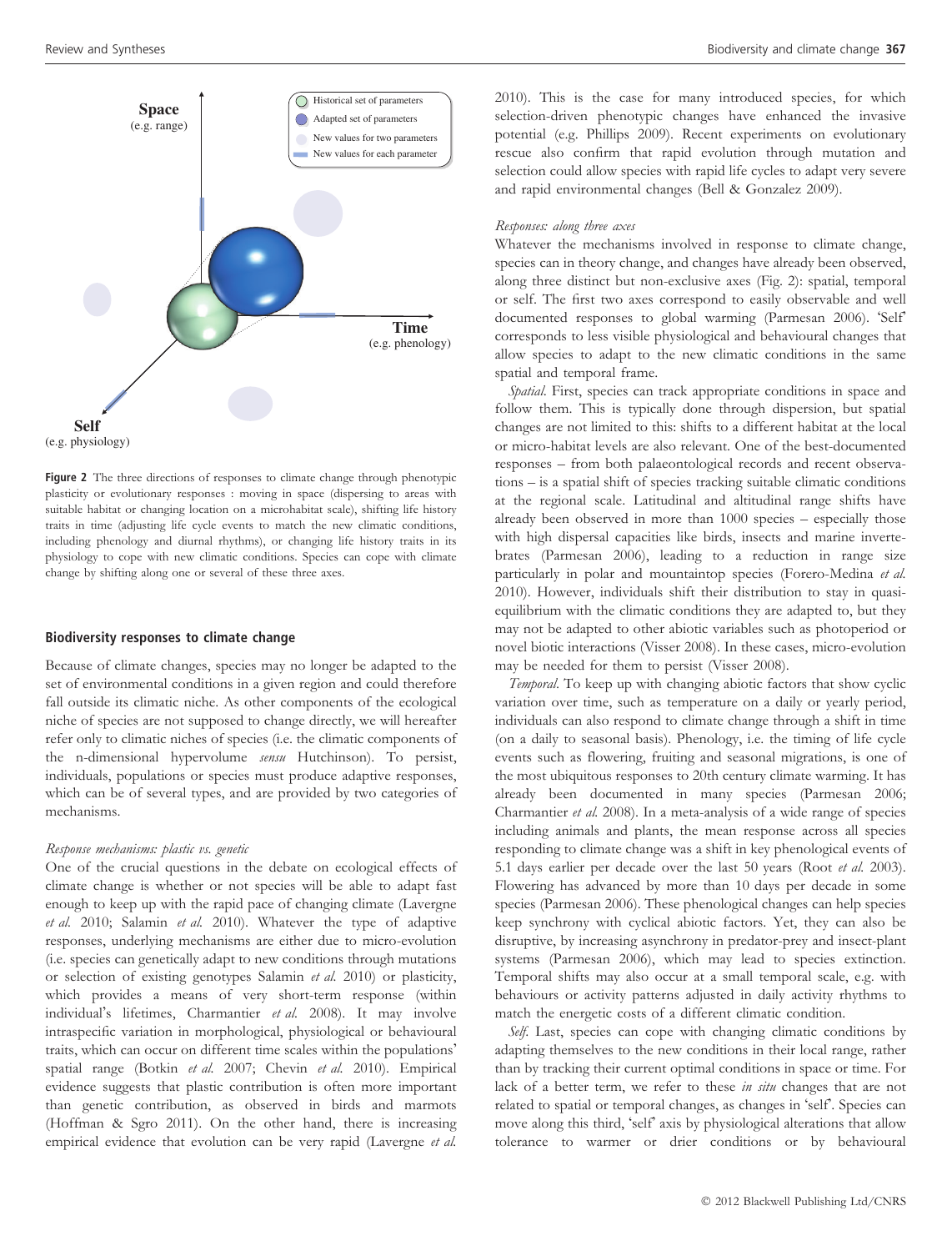Figure 2 The three directions of responses to climate change through phenotypic plasticity or evolutionary responses : moving in space (dispersing to areas with suitable habitat or changing location on a microhabitat scale), shifting life history traits in time (adjusting life cycle events to match the new climatic conditions, including phenology and diurnal rhythms), or changing life history traits in its physiology to cope with new climatic conditions. Species can cope with climate change by shifting along one or several of these three axes.

## Biodiversity responses to climate change

Because of climate changes, species may no longer be adapted to the set of environmental conditions in a given region and could therefore fall outside its climatic niche. As other components of the ecological niche of species are not supposed to change directly, we will hereafter refer only to climatic niches of species (i.e. the climatic components of the n-dimensional hypervolume *sensu* Hutchinson). To persist, individuals, populations or species must produce adaptive responses, which can be of several types, and are provided by two categories of mechanisms.

### *Response mechanisms: plastic vs. genetic*

One of the crucial questions in the debate on ecological effects of climate change is whether or not species will be able to adapt fast enough to keep up with the rapid pace of changing climate (Lavergne *et al.* 2010; Salamin *et al.* 2010). Whatever the type of adaptive responses, underlying mechanisms are either due to micro-evolution (i.e. species can genetically adapt to new conditions through mutations or selection of existing genotypes Salamin *et al.* 2010) or plasticity, which provides a means of very short-term response (within individual's lifetimes, Charmantier *et al.* 2008). It may involve intraspecific variation in morphological, physiological or behavioural traits, which can occur on different time scales within the populations' spatial range (Botkin *et al.* 2007; Chevin *et al.* 2010). Empirical evidence suggests that plastic contribution is often more important than genetic contribution, as observed in birds and marmots (Hoffman & Sgro 2011). On the other hand, there is increasing empirical evidence that evolution can be very rapid (Lavergne *et al.* 2010). This is the case for many introduced species, for which selection-driven phenotypic changes have enhanced the invasive potential (e.g. Phillips 2009). Recent experiments on evolutionary rescue also confirm that rapid evolution through mutation and selection could allow species with rapid life cycles to adapt very severe and rapid environmental changes (Bell & Gonzalez 2009).

### *Responses: along three axes*

Whatever the mechanisms involved in response to climate change, species can in theory change, and changes have already been observed, along three distinct but non-exclusive axes (Fig. 2): spatial, temporal or self. The first two axes correspond to easily observable and well documented responses to global warming (Parmesan 2006). 'Self' corresponds to less visible physiological and behavioural changes that allow species to adapt to the new climatic conditions in the same spatial and temporal frame.

*Spatial.* First, species can track appropriate conditions in space and follow them. This is typically done through dispersion, but spatial changes are not limited to this: shifts to a different habitat at the local or micro-habitat levels are also relevant. One of the best-documented responses – from both palaeontological records and recent observations – is a spatial shift of species tracking suitable climatic conditions at the regional scale. Latitudinal and altitudinal range shifts have already been observed in more than 1000 species – especially those with high dispersal capacities like birds, insects and marine invertebrates (Parmesan 2006), leading to a reduction in range size particularly in polar and mountaintop species (Forero-Medina *et al.* 2010). However, individuals shift their distribution to stay in quasi-equilibrium with the climatic conditions they are adapted to, but they may not be adapted to other abiotic variables such as photoperiod or novel biotic interactions (Visser 2008). In these cases, micro-evolution may be needed for them to persist (Visser 2008).

*Temporal.* To keep up with changing abiotic factors that show cyclic variation over time, such as temperature on a daily or yearly period, individuals can also respond to climate change through a shift in time (on a daily to seasonal basis). Phenology, i.e. the timing of life cycle events such as flowering, fruiting and seasonal migrations, is one of the most ubiquitous responses to 20th century climate warming. It has already been documented in many species (Parmesan 2006; Charmantier *et al.* 2008). In a meta-analysis of a wide range of species including animals and plants, the mean response across all species responding to climate change was a shift in key phenological events of 5.1 days earlier per decade over the last 50 years (Root *et al.* 2003). Flowering has advanced by more than 10 days per decade in some species (Parmesan 2006). These phenological changes can help species keep synchrony with cyclical abiotic factors. Yet, they can also be disruptive, by increasing asynchrony in predator-prey and insect-plant systems (Parmesan 2006), which may lead to species extinction. Temporal shifts may also occur at a small temporal scale, e.g. with behaviours or activity patterns adjusted in daily activity rhythms to match the energetic costs of a different climatic condition.

*Self.* Last, species can cope with changing climatic conditions by adapting themselves to the new conditions in their local range, rather than by tracking their current optimal conditions in space or time. For lack of a better term, we refer to these *in situ* changes that are not related to spatial or temporal changes, as changes in 'self'. Species can move along this third, 'self' axis by physiological alterations that allow tolerance to warmer or drier conditions or by behavioural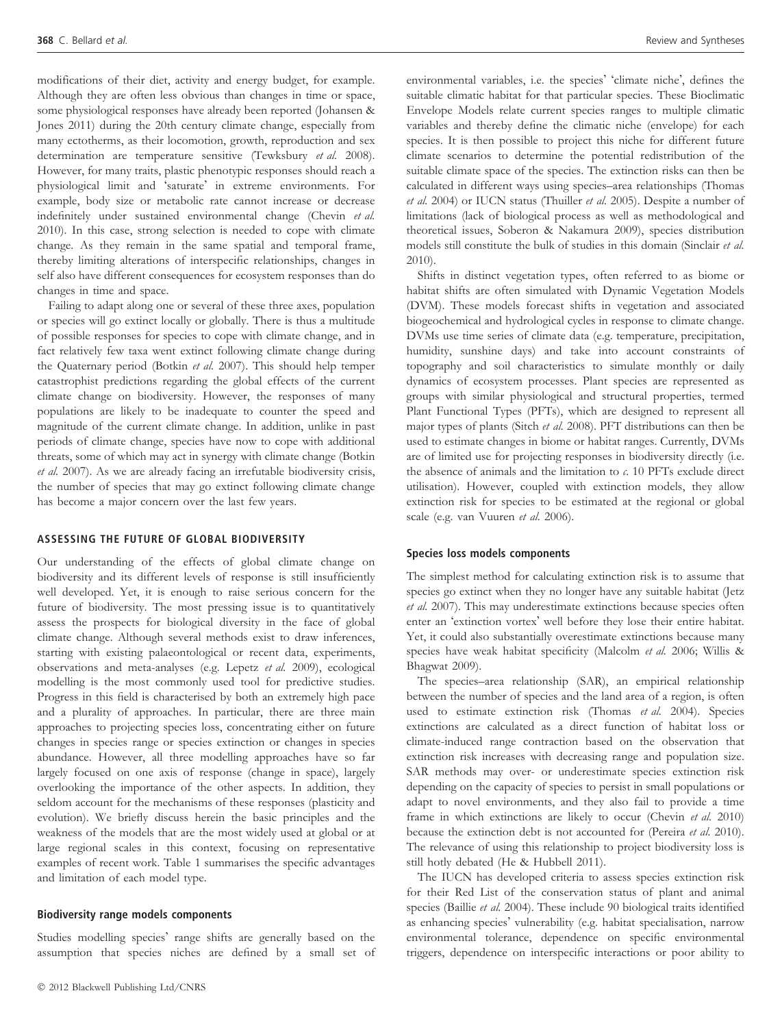modifications of their diet, activity and energy budget, for example. Although they are often less obvious than changes in time or space, some physiological responses have already been reported (Johansen & Jones 2011) during the 20th century climate change, especially from many ectotherms, as their locomotion, growth, reproduction and sex determination are temperature sensitive (Tewksbury *et al.* 2008). However, for many traits, plastic phenotypic responses should reach a physiological limit and 'saturate' in extreme environments. For example, body size or metabolic rate cannot increase or decrease indefinitely under sustained environmental change (Chevin *et al.* 2010). In this case, strong selection is needed to cope with climate change. As they remain in the same spatial and temporal frame, thereby limiting alterations of interspecific relationships, changes in self also have different consequences for ecosystem responses than do changes in time and space.

Failing to adapt along one or several of these three axes, population or species will go extinct locally or globally. There is thus a multitude of possible responses for species to cope with climate change, and in fact relatively few taxa went extinct following climate change during the Quaternary period (Botkin *et al.* 2007). This should help temper catastrophist predictions regarding the global effects of the current climate change on biodiversity. However, the responses of many populations are likely to be inadequate to counter the speed and magnitude of the current climate change. In addition, unlike in past periods of climate change, species have now to cope with additional threats, some of which may act in synergy with climate change (Botkin *et al.* 2007). As we are already facing an irrefutable biodiversity crisis, the number of species that may go extinct following climate change has become a major concern over the last few years.

## ASSESSING THE FUTURE OF GLOBAL BIODIVERSITY

Our understanding of the effects of global climate change on biodiversity and its different levels of response is still insufficiently well developed. Yet, it is enough to raise serious concern for the future of biodiversity. The most pressing issue is to quantitatively assess the prospects for biological diversity in the face of global climate change. Although several methods exist to draw inferences, starting with existing palaeontological or recent data, experiments, observations and meta-analyses (e.g. Lepetz *et al.* 2009), ecological modelling is the most commonly used tool for predictive studies. Progress in this field is characterised by both an extremely high pace and a plurality of approaches. In particular, there are three main approaches to projecting species loss, concentrating either on future changes in species range or species extinction or changes in species abundance. However, all three modelling approaches have so far largely focused on one axis of response (change in space), largely overlooking the importance of the other aspects. In addition, they seldom account for the mechanisms of these responses (plasticity and evolution). We briefly discuss herein the basic principles and the weakness of the models that are the most widely used at global or at large regional scales in this context, focusing on representative examples of recent work. Table 1 summarises the specific advantages and limitation of each model type.

### Biodiversity range models components

Studies modelling species' range shifts are generally based on the assumption that species niches are defined by a small set of environmental variables, i.e. the species' 'climate niche', defines the suitable climatic habitat for that particular species. These Bioclimatic Envelope Models relate current species ranges to multiple climatic variables and thereby define the climatic niche (envelope) for each species. It is then possible to project this niche for different future climate scenarios to determine the potential redistribution of the suitable climate space of the species. The extinction risks can then be calculated in different ways using species–area relationships (Thomas *et al.* 2004) or IUCN status (Thuiller *et al.* 2005). Despite a number of limitations (lack of biological process as well as methodological and theoretical issues, Soberon & Nakamura 2009), species distribution models still constitute the bulk of studies in this domain (Sinclair *et al.* 2010).

Shifts in distinct vegetation types, often referred to as biome or habitat shifts are often simulated with Dynamic Vegetation Models (DVM). These models forecast shifts in vegetation and associated biogeochemical and hydrological cycles in response to climate change. DVMs use time series of climate data (e.g. temperature, precipitation, humidity, sunshine days) and take into account constraints of topography and soil characteristics to simulate monthly or daily dynamics of ecosystem processes. Plant species are represented as groups with similar physiological and structural properties, termed Plant Functional Types (PFTs), which are designed to represent all major types of plants (Sitch *et al.* 2008). PFT distributions can then be used to estimate changes in biome or habitat ranges. Currently, DVMs are of limited use for projecting responses in biodiversity directly (i.e. the absence of animals and the limitation to *c.* 10 PFTs exclude direct utilisation). However, coupled with extinction models, they allow extinction risk for species to be estimated at the regional or global scale (e.g. van Vuuren *et al.* 2006).

### Species loss models components

The simplest method for calculating extinction risk is to assume that species go extinct when they no longer have any suitable habitat (Jetz *et al.* 2007). This may underestimate extinctions because species often enter an 'extinction vortex' well before they lose their entire habitat. Yet, it could also substantially overestimate extinctions because many species have weak habitat specificity (Malcolm *et al.* 2006; Willis & Bhagwat 2009).

The species–area relationship (SAR), an empirical relationship between the number of species and the land area of a region, is often used to estimate extinction risk (Thomas *et al.* 2004). Species extinctions are calculated as a direct function of habitat loss or climate-induced range contraction based on the observation that extinction risk increases with decreasing range and population size. SAR methods may over- or underestimate species extinction risk depending on the capacity of species to persist in small populations or adapt to novel environments, and they also fail to provide a time frame in which extinctions are likely to occur (Chevin *et al.* 2010) because the extinction debt is not accounted for (Pereira *et al.* 2010). The relevance of using this relationship to project biodiversity loss is still hotly debated (He & Hubbell 2011).

The IUCN has developed criteria to assess species extinction risk for their Red List of the conservation status of plant and animal species (Baillie *et al.* 2004). These include 90 biological traits identified as enhancing species' vulnerability (e.g. habitat specialisation, narrow environmental tolerance, dependence on specific environmental triggers, dependence on interspecific interactions or poor ability to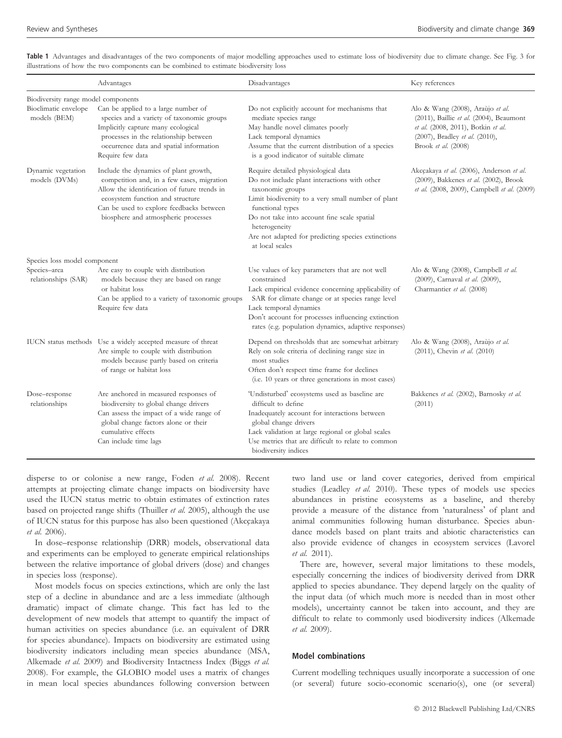**Table 1** Advantages and disadvantages of the two components of major modelling approaches used to estimate loss of biodiversity due to climate change. See Fig. 3 for illustrations of how the two components can be combined to estimate biodiversity loss

| | Advantages | Disadvantages | Key references |
|---|---|---|---|
| *Biodiversity range model components* | | | |
| Bioclimatic envelope models (BEM) | Can be applied to a large number of species and a variety of taxonomic groups<br>Implicitly capture many ecological processes in the relationship between occurrence data and spatial information<br>Require few data | Do not explicitly account for mechanisms that mediate species range<br>May handle novel climates poorly<br>Lack temporal dynamics<br>Assume that the current distribution of a species is a good indicator of suitable climate | Alo & Wang (2008), Araùjo *et al.* (2011), Baillie *et al.* (2004), Beaumont *et al.* (2008, 2011), Botkin *et al.* (2007), Bradley *et al.* (2010), Brook *et al.* (2008) |
| Dynamic vegetation models (DVMs) | Include the dynamics of plant growth, competition and, in a few cases, migration<br>Allow the identification of future trends in ecosystem function and structure<br>Can be used to explore feedbacks between biosphere and atmospheric processes | Require detailed physiological data<br>Do not include plant interactions with other taxonomic groups<br>Limit biodiversity to a very small number of plant functional types<br>Do not take into account fine scale spatial heterogeneity<br>Are not adapted for predicting species extinctions at local scales | Akçakaya *et al.* (2006), Anderson *et al.* (2009), Bakkenes *et al.* (2002), Brook *et al.* (2008, 2009), Campbell *et al.* (2009) |
| *Species loss model component* | | | |
| Species–area relationships (SAR) | Are easy to couple with distribution models because they are based on range or habitat loss<br>Can be applied to a variety of taxonomic groups<br>Require few data | Use values of key parameters that are not well constrained<br>Lack empirical evidence concerning applicability of SAR for climate change or at species range level<br>Lack temporal dynamics<br>Don't account for processes influencing extinction rates (e.g. population dynamics, adaptive responses) | Alo & Wang (2008), Campbell *et al.* (2009), Carnaval *et al.* (2009), Charmantier *et al.* (2008) |
| IUCN status methods | Use a widely accepted measure of threat<br>Are simple to couple with distribution models because partly based on criteria of range or habitat loss | Depend on thresholds that are somewhat arbitrary<br>Rely on sole criteria of declining range size in most studies<br>Often don't respect time frame for declines (i.e. 10 years or three generations in most cases) | Alo & Wang (2008), Araùjo *et al.* (2011), Chevin *et al.* (2010) |
| Dose–response relationships | Are anchored in measured responses of biodiversity to global change drivers<br>Can assess the impact of a wide range of global change factors alone or their cumulative effects<br>Can include time lags | 'Undisturbed' ecosystems used as baseline are difficult to define<br>Inadequately account for interactions between global change drivers<br>Lack validation at large regional or global scales<br>Use metrics that are difficult to relate to common biodiversity indices | Bakkenes *et al.* (2002), Barnosky *et al.* (2011) |

disperse to or colonise a new range, Foden *et al.* 2008). Recent attempts at projecting climate change impacts on biodiversity have used the IUCN status metric to obtain estimates of extinction rates based on projected range shifts (Thuiller *et al.* 2005), although the use of IUCN status for this purpose has also been questioned (Akçakaya *et al.* 2006).

In dose–response relationship (DRR) models, observational data and experiments can be employed to generate empirical relationships between the relative importance of global drivers (dose) and changes in species loss (response).

Most models focus on species extinctions, which are only the last step of a decline in abundance and are a less immediate (although dramatic) impact of climate change. This fact has led to the development of new models that attempt to quantify the impact of human activities on species abundance (i.e. an equivalent of DRR for species abundance). Impacts on biodiversity are estimated using biodiversity indicators including mean species abundance (MSA, Alkemade *et al.* 2009) and Biodiversity Intactness Index (Biggs *et al.* 2008). For example, the GLOBIO model uses a matrix of changes in mean local species abundances following conversion between two land use or land cover categories, derived from empirical studies (Leadley *et al.* 2010). These types of models use species abundances in pristine ecosystems as a baseline, and thereby provide a measure of the distance from 'naturalness' of plant and animal communities following human disturbance. Species abundance models based on plant traits and abiotic characteristics can also provide evidence of changes in ecosystem services (Lavorel *et al.* 2011).

There are, however, several major limitations to these models, especially concerning the indices of biodiversity derived from DRR applied to species abundance. They depend largely on the quality of the input data (of which much more is needed than in most other models), uncertainty cannot be taken into account, and they are difficult to relate to commonly used biodiversity indices (Alkemade *et al.* 2009).

### Model combinations

Current modelling techniques usually incorporate a succession of one (or several) future socio-economic scenario(s), one (or several)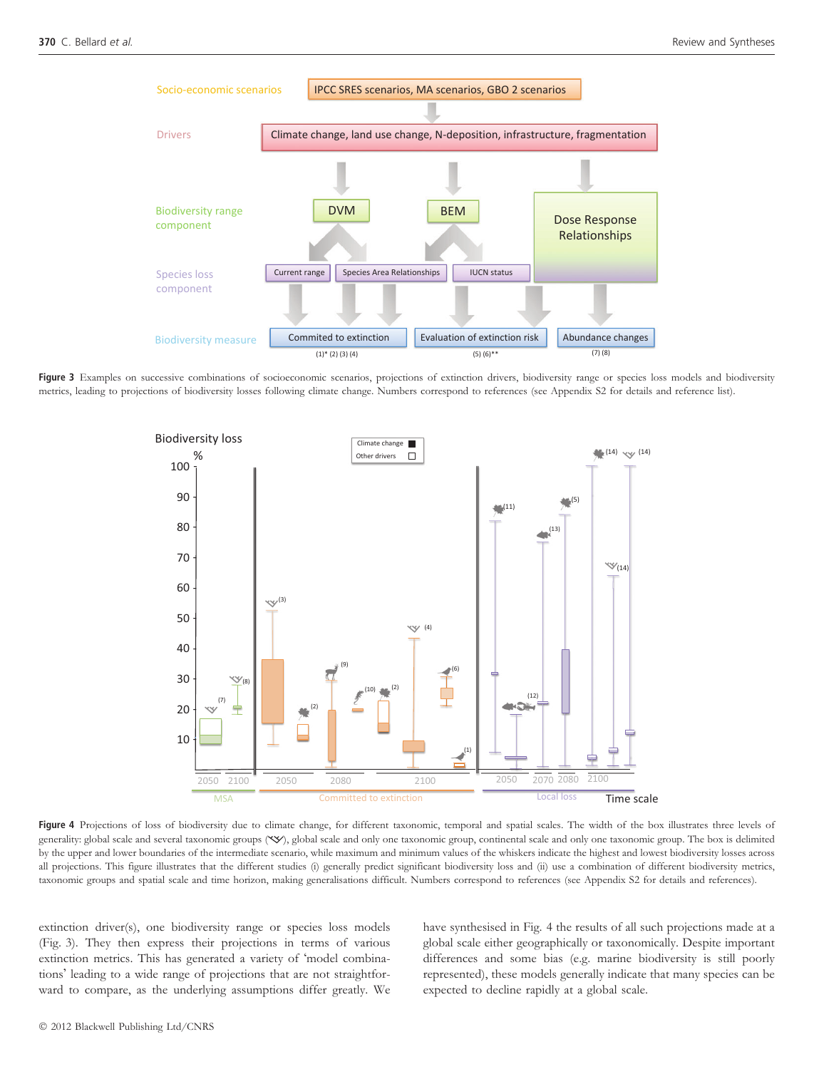**Figure 3** Examples on successive combinations of socioeconomic scenarios, projections of extinction drivers, biodiversity range or species loss models and biodiversity metrics, leading to projections of biodiversity losses following climate change. Numbers correspond to references (see Appendix S2 for details and reference list).

**Figure 4** Projections of loss of biodiversity due to climate change, for different taxonomic, temporal and spatial scales. The width of the box illustrates three levels of generality: global scale and several taxonomic groups, global scale and only one taxonomic group, continental scale and only one taxonomic group. The box is delimited by the upper and lower boundaries of the intermediate scenario, while maximum and minimum values of the whiskers indicate the highest and lowest biodiversity losses across all projections. This figure illustrates that the different studies (i) generally predict significant biodiversity loss and (ii) use a combination of different biodiversity metrics, taxonomic groups and spatial scale and time horizon, making generalisations difficult. Numbers correspond to references (see Appendix S2 for details and references).

extinction driver(s), one biodiversity range or species loss models (Fig. 3). They then express their projections in terms of various extinction metrics. This has generated a variety of 'model combinations' leading to a wide range of projections that are not straightforward to compare, as the underlying assumptions differ greatly. We have synthesised in Fig. 4 the results of all such projections made at a global scale either geographically or taxonomically. Despite important differences and some bias (e.g. marine biodiversity is still poorly represented), these models generally indicate that many species can be expected to decline rapidly at a global scale.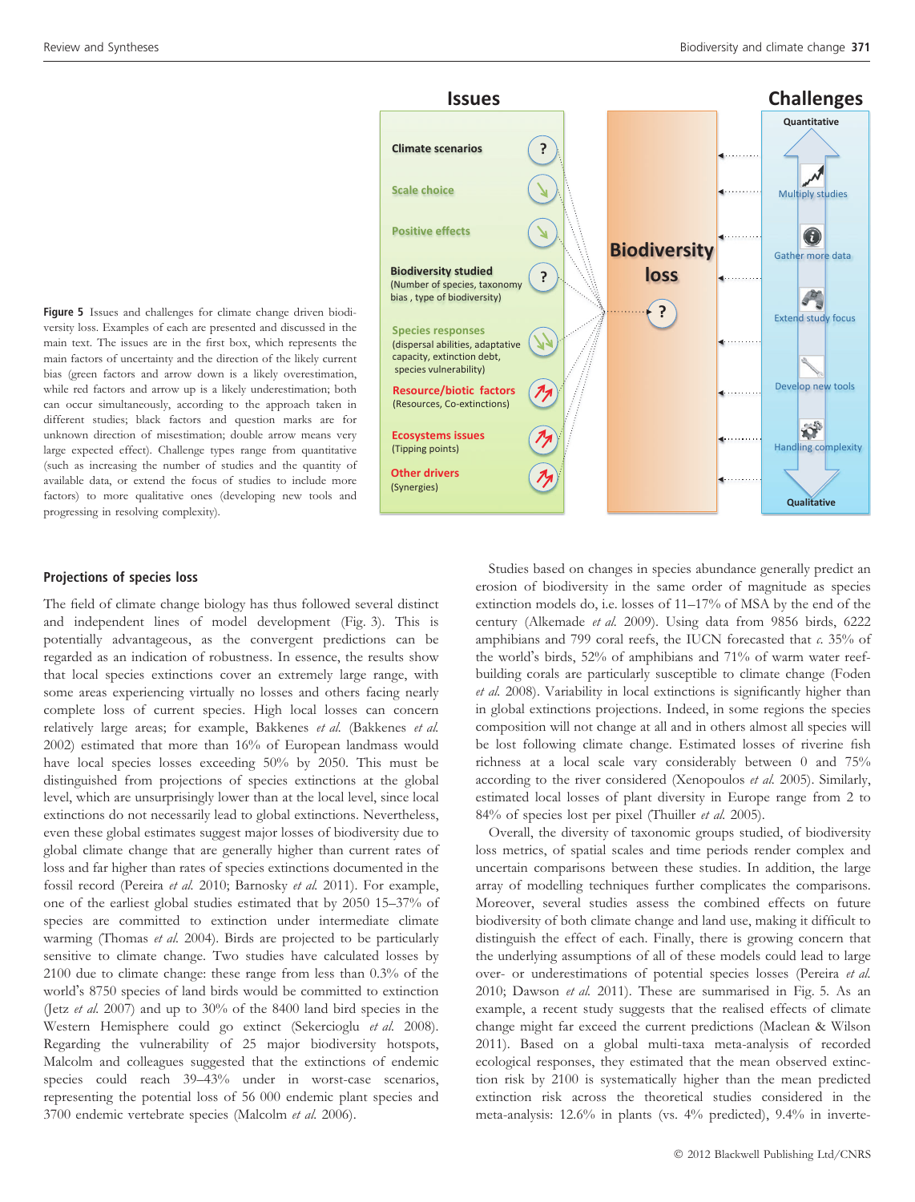Figure 5 Issues and challenges for climate change driven biodiversity loss. Examples of each are presented and discussed in the main text. The issues are in the first box, which represents the main factors of uncertainty and the direction of the likely current bias (green factors and arrow down is a likely overestimation, while red factors and arrow up is a likely underestimation; both can occur simultaneously, according to the approach taken in different studies; black factors and question marks are for unknown direction of misestimation; double arrow means very large expected effect). Challenge types range from quantitative (such as increasing the number of studies and the quantity of available data, or extend the focus of studies to include more factors) to more qualitative ones (developing new tools and progressing in resolving complexity).

## Projections of species loss

The field of climate change biology has thus followed several distinct and independent lines of model development (Fig. 3). This is potentially advantageous, as the convergent predictions can be regarded as an indication of robustness. In essence, the results show that local species extinctions cover an extremely large range, with some areas experiencing virtually no losses and others facing nearly complete loss of current species. High local losses can concern relatively large areas; for example, Bakkenes *et al.* (Bakkenes *et al.* 2002) estimated that more than 16% of European landmass would have local species losses exceeding 50% by 2050. This must be distinguished from projections of species extinctions at the global level, which are unsurprisingly lower than at the local level, since local extinctions do not necessarily lead to global extinctions. Nevertheless, even these global estimates suggest major losses of biodiversity due to global climate change that are generally higher than current rates of loss and far higher than rates of species extinctions documented in the fossil record (Pereira *et al.* 2010; Barnosky *et al.* 2011). For example, one of the earliest global studies estimated that by 2050 15–37% of species are committed to extinction under intermediate climate warming (Thomas *et al.* 2004). Birds are projected to be particularly sensitive to climate change. Two studies have calculated losses by 2100 due to climate change: these range from less than 0.3% of the world's 8750 species of land birds would be committed to extinction (Jetz *et al.* 2007) and up to 30% of the 8400 land bird species in the Western Hemisphere could go extinct (Sekercioglu *et al.* 2008). Regarding the vulnerability of 25 major biodiversity hotspots, Malcolm and colleagues suggested that the extinctions of endemic species could reach 39–43% under in worst-case scenarios, representing the potential loss of 56 000 endemic plant species and 3700 endemic vertebrate species (Malcolm *et al.* 2006).

Studies based on changes in species abundance generally predict an erosion of biodiversity in the same order of magnitude as species extinction models do, i.e. losses of 11–17% of MSA by the end of the century (Alkemade *et al.* 2009). Using data from 9856 birds, 6222 amphibians and 799 coral reefs, the IUCN forecasted that *c.* 35% of the world's birds, 52% of amphibians and 71% of warm water reef-building corals are particularly susceptible to climate change (Foden *et al.* 2008). Variability in local extinctions is significantly higher than in global extinctions projections. Indeed, in some regions the species composition will not change at all and in others almost all species will be lost following climate change. Estimated losses of riverine fish richness at a local scale vary considerably between 0 and 75% according to the river considered (Xenopoulos *et al.* 2005). Similarly, estimated local losses of plant diversity in Europe range from 2 to 84% of species lost per pixel (Thuiller *et al.* 2005).

Overall, the diversity of taxonomic groups studied, of biodiversity loss metrics, of spatial scales and time periods render complex and uncertain comparisons between these studies. In addition, the large array of modelling techniques further complicates the comparisons. Moreover, several studies assess the combined effects on future biodiversity of both climate change and land use, making it difficult to distinguish the effect of each. Finally, there is growing concern that the underlying assumptions of all of these models could lead to large over- or underestimations of potential species losses (Pereira *et al.* 2010; Dawson *et al.* 2011). These are summarised in Fig. 5. As an example, a recent study suggests that the realised effects of climate change might far exceed the current predictions (Maclean & Wilson 2011). Based on a global multi-taxa meta-analysis of recorded ecological responses, they estimated that the mean observed extinction risk by 2100 is systematically higher than the mean predicted extinction risk across the theoretical studies considered in the meta-analysis: 12.6% in plants (vs. 4% predicted), 9.4% in inverte-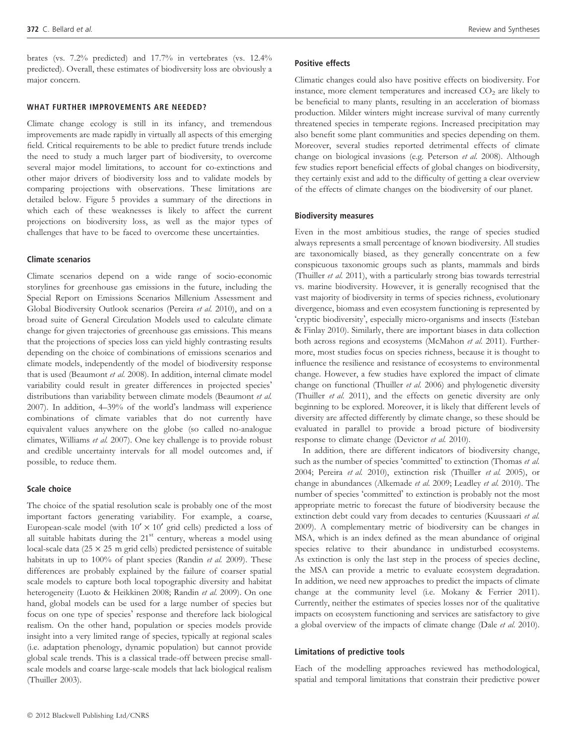brates (vs. 7.2% predicted) and 17.7% in vertebrates (vs. 12.4% predicted). Overall, these estimates of biodiversity loss are obviously a major concern.

## WHAT FURTHER IMPROVEMENTS ARE NEEDED?

Climate change ecology is still in its infancy, and tremendous improvements are made rapidly in virtually all aspects of this emerging field. Critical requirements to be able to predict future trends include the need to study a much larger part of biodiversity, to overcome several major model limitations, to account for co-extinctions and other major drivers of biodiversity loss and to validate models by comparing projections with observations. These limitations are detailed below. Figure 5 provides a summary of the directions in which each of these weaknesses is likely to affect the current projections on biodiversity loss, as well as the major types of challenges that have to be faced to overcome these uncertainties.

### Climate scenarios

Climate scenarios depend on a wide range of socio-economic storylines for greenhouse gas emissions in the future, including the Special Report on Emissions Scenarios Millenium Assessment and Global Biodiversity Outlook scenarios (Pereira *et al.* 2010), and on a broad suite of General Circulation Models used to calculate climate change for given trajectories of greenhouse gas emissions. This means that the projections of species loss can yield highly contrasting results depending on the choice of combinations of emissions scenarios and climate models, independently of the model of biodiversity response that is used (Beaumont *et al.* 2008). In addition, internal climate model variability could result in greater differences in projected species' distributions than variability between climate models (Beaumont *et al.* 2007). In addition, 4–39% of the world's landmass will experience combinations of climate variables that do not currently have equivalent values anywhere on the globe (so called no-analogue climates, Williams *et al.* 2007). One key challenge is to provide robust and credible uncertainty intervals for all model outcomes and, if possible, to reduce them.

### Scale choice

The choice of the spatial resolution scale is probably one of the most important factors generating variability. For example, a coarse, European-scale model (with $10' \times 10'$ grid cells) predicted a loss of all suitable habitats during the 21[st] century, whereas a model using local-scale data ($25 \times 25$ m grid cells) predicted persistence of suitable habitats in up to 100% of plant species (Randin *et al.* 2009). These differences are probably explained by the failure of coarser spatial scale models to capture both local topographic diversity and habitat heterogeneity (Luoto & Heikkinen 2008; Randin *et al.* 2009). On one hand, global models can be used for a large number of species but focus on one type of species' response and therefore lack biological realism. On the other hand, population or species models provide insight into a very limited range of species, typically at regional scales (i.e. adaptation phenology, dynamic population) but cannot provide global scale trends. This is a classical trade-off between precise small-scale models and coarse large-scale models that lack biological realism (Thuiller 2003).

### Positive effects

Climatic changes could also have positive effects on biodiversity. For instance, more clement temperatures and increased $CO_2$ are likely to be beneficial to many plants, resulting in an acceleration of biomass production. Milder winters might increase survival of many currently threatened species in temperate regions. Increased precipitation may also benefit some plant communities and species depending on them. Moreover, several studies reported detrimental effects of climate change on biological invasions (e.g. Peterson *et al.* 2008). Although few studies report beneficial effects of global changes on biodiversity, they certainly exist and add to the difficulty of getting a clear overview of the effects of climate changes on the biodiversity of our planet.

### Biodiversity measures

Even in the most ambitious studies, the range of species studied always represents a small percentage of known biodiversity. All studies are taxonomically biased, as they generally concentrate on a few conspicuous taxonomic groups such as plants, mammals and birds (Thuiller *et al.* 2011), with a particularly strong bias towards terrestrial vs. marine biodiversity. However, it is generally recognised that the vast majority of biodiversity in terms of species richness, evolutionary divergence, biomass and even ecosystem functioning is represented by 'cryptic biodiversity', especially micro-organisms and insects (Esteban & Finlay 2010). Similarly, there are important biases in data collection both across regions and ecosystems (McMahon *et al.* 2011). Furthermore, most studies focus on species richness, because it is thought to influence the resilience and resistance of ecosystems to environmental change. However, a few studies have explored the impact of climate change on functional (Thuiller *et al.* 2006) and phylogenetic diversity (Thuiller *et al.* 2011), and the effects on genetic diversity are only beginning to be explored. Moreover, it is likely that different levels of diversity are affected differently by climate change, so these should be evaluated in parallel to provide a broad picture of biodiversity response to climate change (Devictor *et al.* 2010).

In addition, there are different indicators of biodiversity change, such as the number of species 'committed' to extinction (Thomas *et al.* 2004; Pereira *et al.* 2010), extinction risk (Thuiller *et al.* 2005), or change in abundances (Alkemade *et al.* 2009; Leadley *et al.* 2010). The number of species 'committed' to extinction is probably not the most appropriate metric to forecast the future of biodiversity because the extinction debt could vary from decades to centuries (Kuussaari *et al.* 2009). A complementary metric of biodiversity can be changes in MSA, which is an index defined as the mean abundance of original species relative to their abundance in undisturbed ecosystems. As extinction is only the last step in the process of species decline, the MSA can provide a metric to evaluate ecosystem degradation. In addition, we need new approaches to predict the impacts of climate change at the community level (i.e. Mokany & Ferrier 2011). Currently, neither the estimates of species losses nor of the qualitative impacts on ecosystem functioning and services are satisfactory to give a global overview of the impacts of climate change (Dale *et al.* 2010).

### Limitations of predictive tools

Each of the modelling approaches reviewed has methodological, spatial and temporal limitations that constrain their predictive power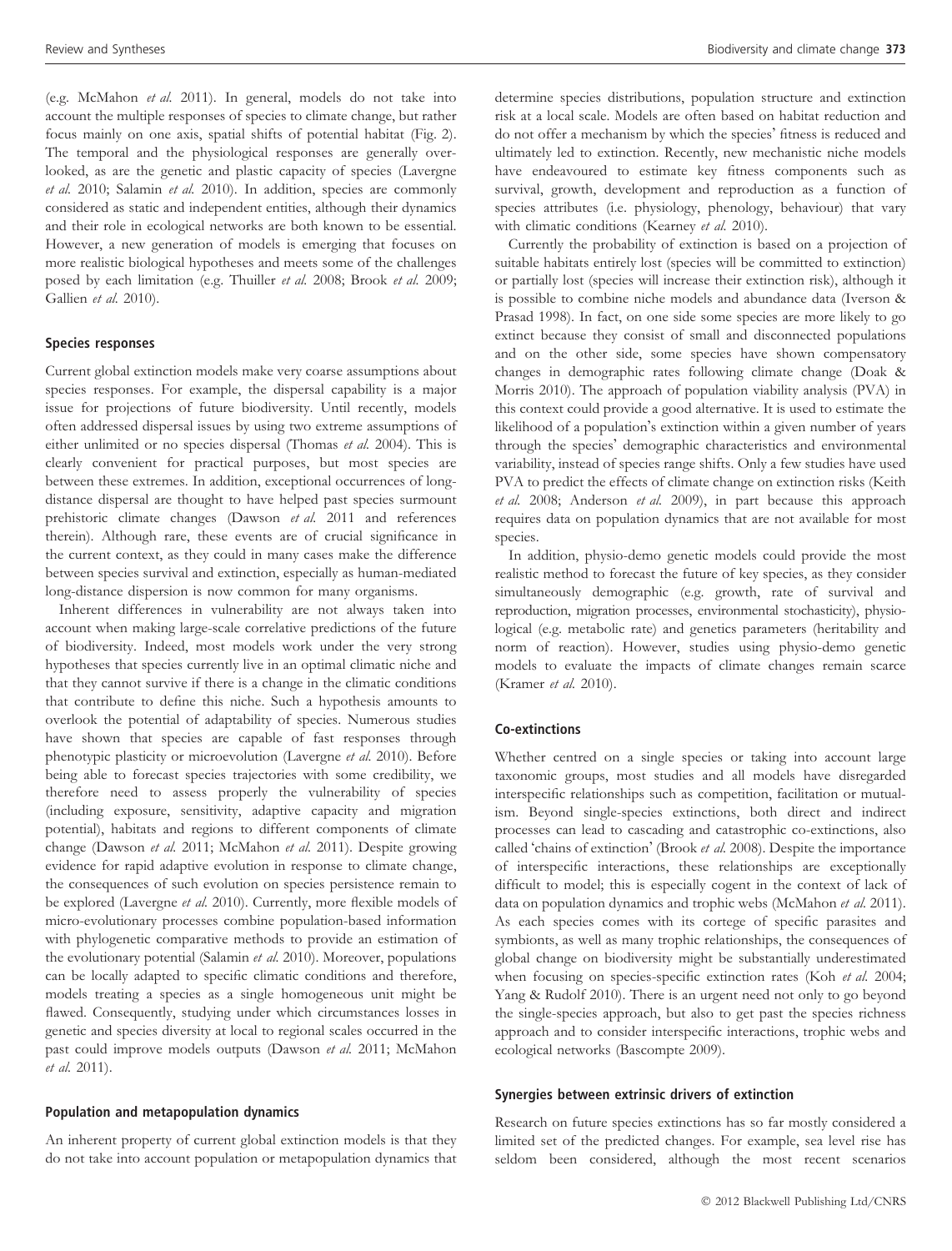(e.g. McMahon *et al.* 2011). In general, models do not take into account the multiple responses of species to climate change, but rather focus mainly on one axis, spatial shifts of potential habitat (Fig. 2). The temporal and the physiological responses are generally overlooked, as are the genetic and plastic capacity of species (Lavergne *et al.* 2010; Salamin *et al.* 2010). In addition, species are commonly considered as static and independent entities, although their dynamics and their role in ecological networks are both known to be essential. However, a new generation of models is emerging that focuses on more realistic biological hypotheses and meets some of the challenges posed by each limitation (e.g. Thuiller *et al.* 2008; Brook *et al.* 2009; Gallien *et al.* 2010).

### Species responses

Current global extinction models make very coarse assumptions about species responses. For example, the dispersal capability is a major issue for projections of future biodiversity. Until recently, models often addressed dispersal issues by using two extreme assumptions of either unlimited or no species dispersal (Thomas *et al.* 2004). This is clearly convenient for practical purposes, but most species are between these extremes. In addition, exceptional occurrences of long-distance dispersal are thought to have helped past species surmount prehistoric climate changes (Dawson *et al.* 2011 and references therein). Although rare, these events are of crucial significance in the current context, as they could in many cases make the difference between species survival and extinction, especially as human-mediated long-distance dispersion is now common for many organisms.

Inherent differences in vulnerability are not always taken into account when making large-scale correlative predictions of the future of biodiversity. Indeed, most models work under the very strong hypotheses that species currently live in an optimal climatic niche and that they cannot survive if there is a change in the climatic conditions that contribute to define this niche. Such a hypothesis amounts to overlook the potential of adaptability of species. Numerous studies have shown that species are capable of fast responses through phenotypic plasticity or microevolution (Lavergne *et al.* 2010). Before being able to forecast species trajectories with some credibility, we therefore need to assess properly the vulnerability of species (including exposure, sensitivity, adaptive capacity and migration potential), habitats and regions to different components of climate change (Dawson *et al.* 2011; McMahon *et al.* 2011). Despite growing evidence for rapid adaptive evolution in response to climate change, the consequences of such evolution on species persistence remain to be explored (Lavergne *et al.* 2010). Currently, more flexible models of micro-evolutionary processes combine population-based information with phylogenetic comparative methods to provide an estimation of the evolutionary potential (Salamin *et al.* 2010). Moreover, populations can be locally adapted to specific climatic conditions and therefore, models treating a species as a single homogeneous unit might be flawed. Consequently, studying under which circumstances losses in genetic and species diversity at local to regional scales occurred in the past could improve models outputs (Dawson *et al.* 2011; McMahon *et al.* 2011).

### Population and metapopulation dynamics

An inherent property of current global extinction models is that they do not take into account population or metapopulation dynamics that determine species distributions, population structure and extinction risk at a local scale. Models are often based on habitat reduction and do not offer a mechanism by which the species' fitness is reduced and ultimately led to extinction. Recently, new mechanistic niche models have endeavoured to estimate key fitness components such as survival, growth, development and reproduction as a function of species attributes (i.e. physiology, phenology, behaviour) that vary with climatic conditions (Kearney *et al.* 2010).

Currently the probability of extinction is based on a projection of suitable habitats entirely lost (species will be committed to extinction) or partially lost (species will increase their extinction risk), although it is possible to combine niche models and abundance data (Iverson & Prasad 1998). In fact, on one side some species are more likely to go extinct because they consist of small and disconnected populations and on the other side, some species have shown compensatory changes in demographic rates following climate change (Doak & Morris 2010). The approach of population viability analysis (PVA) in this context could provide a good alternative. It is used to estimate the likelihood of a population's extinction within a given number of years through the species' demographic characteristics and environmental variability, instead of species range shifts. Only a few studies have used PVA to predict the effects of climate change on extinction risks (Keith *et al.* 2008; Anderson *et al.* 2009), in part because this approach requires data on population dynamics that are not available for most species.

In addition, physio-demo genetic models could provide the most realistic method to forecast the future of key species, as they consider simultaneously demographic (e.g. growth, rate of survival and reproduction, migration processes, environmental stochasticity), physiological (e.g. metabolic rate) and genetics parameters (heritability and norm of reaction). However, studies using physio-demo genetic models to evaluate the impacts of climate changes remain scarce (Kramer *et al.* 2010).

### Co-extinctions

Whether centred on a single species or taking into account large taxonomic groups, most studies and all models have disregarded interspecific relationships such as competition, facilitation or mutualism. Beyond single-species extinctions, both direct and indirect processes can lead to cascading and catastrophic co-extinctions, also called 'chains of extinction' (Brook *et al.* 2008). Despite the importance of interspecific interactions, these relationships are exceptionally difficult to model; this is especially cogent in the context of lack of data on population dynamics and trophic webs (McMahon *et al.* 2011). As each species comes with its cortege of specific parasites and symbionts, as well as many trophic relationships, the consequences of global change on biodiversity might be substantially underestimated when focusing on species-specific extinction rates (Koh *et al.* 2004; Yang & Rudolf 2010). There is an urgent need not only to go beyond the single-species approach, but also to get past the species richness approach and to consider interspecific interactions, trophic webs and ecological networks (Bascompte 2009).

### Synergies between extrinsic drivers of extinction

Research on future species extinctions has so far mostly considered a limited set of the predicted changes. For example, sea level rise has seldom been considered, although the most recent scenarios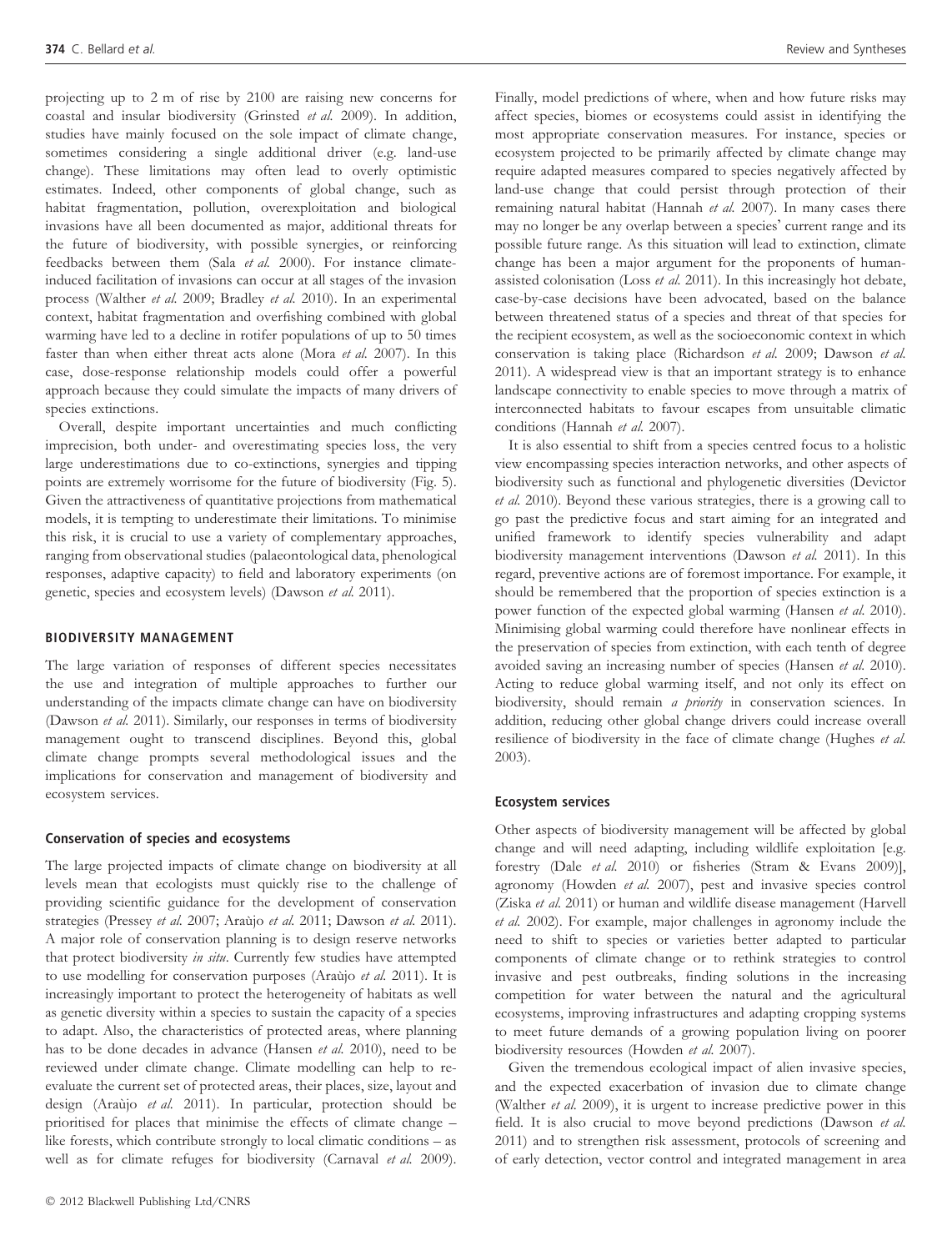projecting up to 2 m of rise by 2100 are raising new concerns for coastal and insular biodiversity (Grinsted *et al.* 2009). In addition, studies have mainly focused on the sole impact of climate change, sometimes considering a single additional driver (e.g. land-use change). These limitations may often lead to overly optimistic estimates. Indeed, other components of global change, such as habitat fragmentation, pollution, overexploitation and biological invasions have all been documented as major, additional threats for the future of biodiversity, with possible synergies, or reinforcing feedbacks between them (Sala *et al.* 2000). For instance climate-induced facilitation of invasions can occur at all stages of the invasion process (Walther *et al.* 2009; Bradley *et al.* 2010). In an experimental context, habitat fragmentation and overfishing combined with global warming have led to a decline in rotifer populations of up to 50 times faster than when either threat acts alone (Mora *et al.* 2007). In this case, dose-response relationship models could offer a powerful approach because they could simulate the impacts of many drivers of species extinctions.

Overall, despite important uncertainties and much conflicting imprecision, both under- and overestimating species loss, the very large underestimations due to co-extinctions, synergies and tipping points are extremely worrisome for the future of biodiversity (Fig. 5). Given the attractiveness of quantitative projections from mathematical models, it is tempting to underestimate their limitations. To minimise this risk, it is crucial to use a variety of complementary approaches, ranging from observational studies (palaeontological data, phenological responses, adaptive capacity) to field and laboratory experiments (on genetic, species and ecosystem levels) (Dawson *et al.* 2011).

## BIODIVERSITY MANAGEMENT

The large variation of responses of different species necessitates the use and integration of multiple approaches to further our understanding of the impacts climate change can have on biodiversity (Dawson *et al.* 2011). Similarly, our responses in terms of biodiversity management ought to transcend disciplines. Beyond this, global climate change prompts several methodological issues and the implications for conservation and management of biodiversity and ecosystem services.

### Conservation of species and ecosystems

The large projected impacts of climate change on biodiversity at all levels mean that ecologists must quickly rise to the challenge of providing scientific guidance for the development of conservation strategies (Pressey *et al.* 2007; Araùjo *et al.* 2011; Dawson *et al.* 2011). A major role of conservation planning is to design reserve networks that protect biodiversity *in situ*. Currently few studies have attempted to use modelling for conservation purposes (Araùjo *et al.* 2011). It is increasingly important to protect the heterogeneity of habitats as well as genetic diversity within a species to sustain the capacity of a species to adapt. Also, the characteristics of protected areas, where planning has to be done decades in advance (Hansen *et al.* 2010), need to be reviewed under climate change. Climate modelling can help to re-evaluate the current set of protected areas, their places, size, layout and design (Araùjo *et al.* 2011). In particular, protection should be prioritised for places that minimise the effects of climate change – like forests, which contribute strongly to local climatic conditions – as well as for climate refuges for biodiversity (Carnaval *et al.* 2009). Finally, model predictions of where, when and how future risks may affect species, biomes or ecosystems could assist in identifying the most appropriate conservation measures. For instance, species or ecosystem projected to be primarily affected by climate change may require adapted measures compared to species negatively affected by land-use change that could persist through protection of their remaining natural habitat (Hannah *et al.* 2007). In many cases there may no longer be any overlap between a species' current range and its possible future range. As this situation will lead to extinction, climate change has been a major argument for the proponents of human-assisted colonisation (Loss *et al.* 2011). In this increasingly hot debate, case-by-case decisions have been advocated, based on the balance between threatened status of a species and threat of that species for the recipient ecosystem, as well as the socioeconomic context in which conservation is taking place (Richardson *et al.* 2009; Dawson *et al.* 2011). A widespread view is that an important strategy is to enhance landscape connectivity to enable species to move through a matrix of interconnected habitats to favour escapes from unsuitable climatic conditions (Hannah *et al.* 2007).

It is also essential to shift from a species centred focus to a holistic view encompassing species interaction networks, and other aspects of biodiversity such as functional and phylogenetic diversities (Devictor *et al.* 2010). Beyond these various strategies, there is a growing call to go past the predictive focus and start aiming for an integrated and unified framework to identify species vulnerability and adapt biodiversity management interventions (Dawson *et al.* 2011). In this regard, preventive actions are of foremost importance. For example, it should be remembered that the proportion of species extinction is a power function of the expected global warming (Hansen *et al.* 2010). Minimising global warming could therefore have nonlinear effects in the preservation of species from extinction, with each tenth of degree avoided saving an increasing number of species (Hansen *et al.* 2010). Acting to reduce global warming itself, and not only its effect on biodiversity, should remain *a priority* in conservation sciences. In addition, reducing other global change drivers could increase overall resilience of biodiversity in the face of climate change (Hughes *et al.* 2003).

### Ecosystem services

Other aspects of biodiversity management will be affected by global change and will need adapting, including wildlife exploitation [e.g. forestry (Dale *et al.* 2010) or fisheries (Stram & Evans 2009)], agronomy (Howden *et al.* 2007), pest and invasive species control (Ziska *et al.* 2011) or human and wildlife disease management (Harvell *et al.* 2002). For example, major challenges in agronomy include the need to shift to species or varieties better adapted to particular components of climate change or to rethink strategies to control invasive and pest outbreaks, finding solutions in the increasing competition for water between the natural and the agricultural ecosystems, improving infrastructures and adapting cropping systems to meet future demands of a growing population living on poorer biodiversity resources (Howden *et al.* 2007).

Given the tremendous ecological impact of alien invasive species, and the expected exacerbation of invasion due to climate change (Walther *et al.* 2009), it is urgent to increase predictive power in this field. It is also crucial to move beyond predictions (Dawson *et al.* 2011) and to strengthen risk assessment, protocols of screening and of early detection, vector control and integrated management in area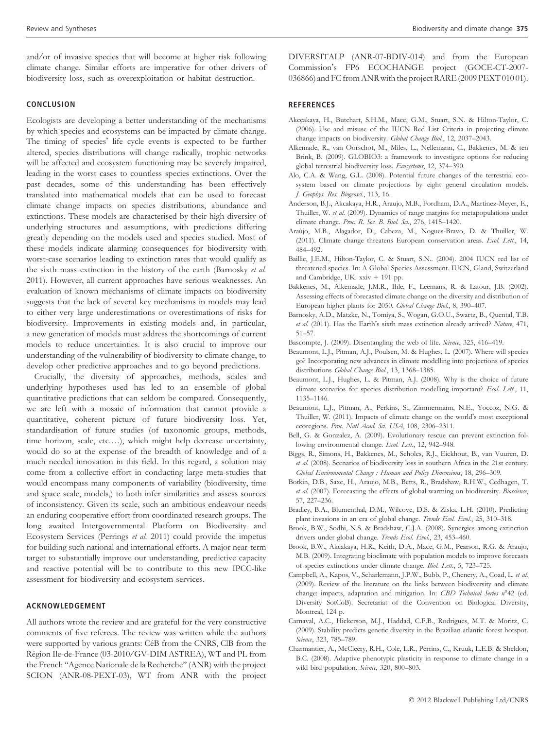and/or of invasive species that will become at higher risk following climate change. Similar efforts are imperative for other drivers of biodiversity loss, such as overexploitation or habitat destruction.

## CONCLUSION

Ecologists are developing a better understanding of the mechanisms by which species and ecosystems can be impacted by climate change. The timing of species' life cycle events is expected to be further altered, species distributions will change radically, trophic networks will be affected and ecosystem functioning may be severely impaired, leading in the worst cases to countless species extinctions. Over the past decades, some of this understanding has been effectively translated into mathematical models that can be used to forecast climate change impacts on species distributions, abundance and extinctions. These models are characterised by their high diversity of underlying structures and assumptions, with predictions differing greatly depending on the models used and species studied. Most of these models indicate alarming consequences for biodiversity with worst-case scenarios leading to extinction rates that would qualify as the sixth mass extinction in the history of the earth (Barnosky *et al.* 2011). However, all current approaches have serious weaknesses. An evaluation of known mechanisms of climate impacts on biodiversity suggests that the lack of several key mechanisms in models may lead to either very large underestimations or overestimations of risks for biodiversity. Improvements in existing models and, in particular, a new generation of models must address the shortcomings of current models to reduce uncertainties. It is also crucial to improve our understanding of the vulnerability of biodiversity to climate change, to develop other predictive approaches and to go beyond predictions.

Crucially, the diversity of approaches, methods, scales and underlying hypotheses used has led to an ensemble of global quantitative predictions that can seldom be compared. Consequently, we are left with a mosaic of information that cannot provide a quantitative, coherent picture of future biodiversity loss. Yet, standardisation of future studies (of taxonomic groups, methods, time horizon, scale, etc.…), which might help decrease uncertainty, would do so at the expense of the breadth of knowledge and of a much needed innovation in this field. In this regard, a solution may come from a collective effort in conducting large meta-studies that would encompass many components of variability (biodiversity, time and space scale, models,) to both infer similarities and assess sources of inconsistency. Given its scale, such an ambitious endeavour needs an enduring cooperative effort from coordinated research groups. The long awaited Intergovernmental Platform on Biodiversity and Ecosystem Services (Perrings *et al.* 2011) could provide the impetus for building such national and international efforts. A major near-term target to substantially improve our understanding, predictive capacity and reactive potential will be to contribute to this new IPCC-like assessment for biodiversity and ecosystem services.

## ACKNOWLEDGEMENT

All authors wrote the review and are grateful for the very constructive comments of five referees. The review was written while the authors were supported by various grants: CéB from the CNRS, ClB from the Région Ile-de-France (03-2010/GV-DIM ASTREA), WT and PL from the French "Agence Nationale de la Recherche" (ANR) with the project SCION (ANR-08-PEXT-03), WT from ANR with the project DIVERSITALP (ANR-07-BDIV-014) and from the European Commission's FP6 ECOCHANGE project (GOCE-CT-2007-036866) and FC from ANR with the project RARE (2009 PEXT 010 01).

## REFERENCES

Akçakaya, H., Butchart, S.H.M., Mace, G.M., Stuart, S.N. & Hilton-Taylor, C. (2006). Use and misuse of the IUCN Red List Criteria in projecting climate change impacts on biodiversity. *Global Change Biol.*, 12, 2037–2043.

Alkemade, R., van Oorschot, M., Miles, L., Nellemann, C., Bakkenes, M. & ten Brink, B. (2009). GLOBIO3: a framework to investigate options for reducing global terrestrial biodiversity loss. *Ecosystems*, 12, 374–390.

Alo, C.A. & Wang, G.L. (2008). Potential future changes of the terrestrial ecosystem based on climate projections by eight general circulation models. *J. Geophys. Res. Biogeosci.*, 113, 16.

Anderson, B.J., Akcakaya, H.R., Araujo, M.B., Fordham, D.A., Martinez-Meyer, E., Thuiller, W. *et al.* (2009). Dynamics of range margins for metapopulations under climate change. *Proc. R. Soc. B. Biol. Sci.*, 276, 1415–1420.

Araùjo, M.B., Alagador, D., Cabeza, M., Nogues-Bravo, D. & Thuiller, W. (2011). Climate change threatens European conservation areas. *Ecol. Lett.*, 14, 484–492.

Baillie, J.E.M., Hilton-Taylor, C. & Stuart, S.N.. (2004). 2004 IUCN red list of threatened species. In: A Global Species Assessment. IUCN, Gland, Switzerland and Cambridge, UK. xxiv + 191 pp.

Bakkenes, M., Alkemade, J.M.R., Ihle, F., Leemans, R. & Latour, J.B. (2002). Assessing effects of forecasted climate change on the diversity and distribution of European higher plants for 2050. *Global Change Biol.*, 8, 390–407.

Barnosky, A.D., Matzke, N., Tomiya, S., Wogan, G.O.U., Swartz, B., Quental, T.B. *et al.* (2011). Has the Earth's sixth mass extinction already arrived? *Nature*, 471, 51–57.

Bascompte, J. (2009). Disentangling the web of life. *Science*, 325, 416–419.

Beaumont, L.J., Pitman, A.J., Poulsen, M. & Hughes, L. (2007). Where will species go? Incorporating new advances in climate modelling into projections of species distributions *Global Change Biol.*, 13, 1368–1385.

Beaumont, L.J., Hughes, L. & Pitman, A.J. (2008). Why is the choice of future climate scenarios for species distribution modelling important? *Ecol. Lett.*, 11, 1135–1146.

Beaumont, L.J., Pitman, A., Perkins, S., Zimmermann, N.E., Yoccoz, N.G. & Thuiller, W. (2011). Impacts of climate change on the world's most exceptional ecoregions. *Proc. Natl Acad. Sci. USA*, 108, 2306–2311.

Bell, G. & Gonzalez, A. (2009). Evolutionary rescue can prevent extinction following environmental change. *Ecol. Lett.*, 12, 942–948.

Biggs, R., Simons, H., Bakkenes, M., Scholes, R.J., Eickhout, B., van Vuuren, D. *et al.* (2008). Scenarios of biodiversity loss in southern Africa in the 21st century. *Global Environmental Change : Human and Policy Dimensions*, 18, 296–309.

Botkin, D.B., Saxe, H., Araujo, M.B., Betts, R., Bradshaw, R.H.W., Cedhagen, T. *et al.* (2007). Forecasting the effects of global warming on biodiversity. *Bioscience*, 57, 227–236.

Bradley, B.A., Blumenthal, D.M., Wilcove, D.S. & Ziska, L.H. (2010). Predicting plant invasions in an era of global change. *Trends Ecol. Evol.*, 25, 310–318.

Brook, B.W., Sodhi, N.S. & Bradshaw, C.J.A. (2008). Synergies among extinction drivers under global change. *Trends Ecol. Evol.*, 23, 453–460.

Brook, B.W., Akcakaya, H.R., Keith, D.A., Mace, G.M., Pearson, R.G. & Araujo, M.B. (2009). Integrating bioclimate with population models to improve forecasts of species extinctions under climate change. *Biol. Lett.*, 5, 723–725.

Campbell, A., Kapos, V., Scharlemann, J.P.W., Bubb, P., Chenery, A., Coad, L. *et al.* (2009). Review of the literature on the links between biodiversity and climate change: impacts, adaptation and mitigation. In: *CBD Technical Series n°42* (ed. Diversity SotCoB). Secretariat of the Convention on Biological Diversity, Montreal, 124 p.

Carnaval, A.C., Hickerson, M.J., Haddad, C.F.B., Rodrigues, M.T. & Moritz, C. (2009). Stability predicts genetic diversity in the Brazilian atlantic forest hotspot. *Science*, 323, 785–789.

Charmantier, A., McCleery, R.H., Cole, L.R., Perrins, C., Kruuk, L.E.B. & Sheldon, B.C. (2008). Adaptive phenotypic plasticity in response to climate change in a wild bird population. *Science*, 320, 800–803.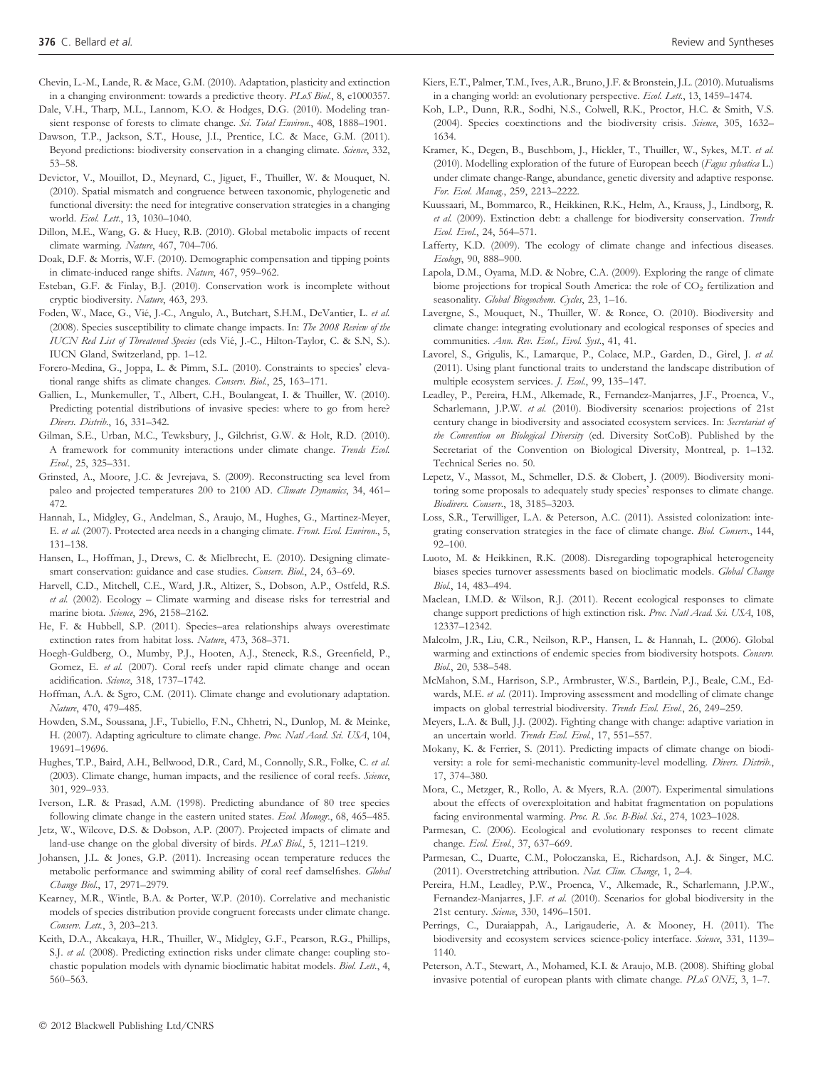Chevin, L.-M., Lande, R. & Mace, G.M. (2010). Adaptation, plasticity and extinction in a changing environment: towards a predictive theory. *PLoS Biol.*, 8, e1000357.

Dale, V.H., Tharp, M.L., Lannom, K.O. & Hodges, D.G. (2010). Modeling transient response of forests to climate change. *Sci. Total Environ.*, 408, 1888–1901.

Dawson, T.P., Jackson, S.T., House, J.I., Prentice, I.C. & Mace, G.M. (2011). Beyond predictions: biodiversity conservation in a changing climate. *Science*, 332, 53–58.

Devictor, V., Mouillot, D., Meynard, C., Jiguet, F., Thuiller, W. & Mouquet, N. (2010). Spatial mismatch and congruence between taxonomic, phylogenetic and functional diversity: the need for integrative conservation strategies in a changing world. *Ecol. Lett.*, 13, 1030–1040.

Dillon, M.E., Wang, G. & Huey, R.B. (2010). Global metabolic impacts of recent climate warming. *Nature*, 467, 704–706.

Doak, D.F. & Morris, W.F. (2010). Demographic compensation and tipping points in climate-induced range shifts. *Nature*, 467, 959–962.

Esteban, G.F. & Finlay, B.J. (2010). Conservation work is incomplete without cryptic biodiversity. *Nature*, 463, 293.

Foden, W., Mace, G., Vié, J.-C., Angulo, A., Butchart, S.H.M., DeVantier, L. *et al.* (2008). Species susceptibility to climate change impacts. In: *The 2008 Review of the IUCN Red List of Threatened Species* (eds Vié, J.-C., Hilton-Taylor, C. & S.N, S.). IUCN Gland, Switzerland, pp. 1–12.

Forero-Medina, G., Joppa, L. & Pimm, S.L. (2010). Constraints to species' elevational range shifts as climate changes. *Conserv. Biol.*, 25, 163–171.

Gallien, L., Munkemuller, T., Albert, C.H., Boulangeat, I. & Thuiller, W. (2010). Predicting potential distributions of invasive species: where to go from here? *Divers. Distrib.*, 16, 331–342.

Gilman, S.E., Urban, M.C., Tewksbury, J., Gilchrist, G.W. & Holt, R.D. (2010). A framework for community interactions under climate change. *Trends Ecol. Evol.*, 25, 325–331.

Grinsted, A., Moore, J.C. & Jevrejava, S. (2009). Reconstructing sea level from paleo and projected temperatures 200 to 2100 AD. *Climate Dynamics*, 34, 461–472.

Hannah, L., Midgley, G., Andelman, S., Araujo, M., Hughes, G., Martinez-Meyer, E. *et al.* (2007). Protected area needs in a changing climate. *Front. Ecol. Environ.*, 5, 131–138.

Hansen, L., Hoffman, J., Drews, C. & Mielbrecht, E. (2010). Designing climate-smart conservation: guidance and case studies. *Conserv. Biol.*, 24, 63–69.

Harvell, C.D., Mitchell, C.E., Ward, J.R., Altizer, S., Dobson, A.P., Ostfeld, R.S. *et al.* (2002). Ecology – Climate warming and disease risks for terrestrial and marine biota. *Science*, 296, 2158–2162.

He, F. & Hubbell, S.P. (2011). Species–area relationships always overestimate extinction rates from habitat loss. *Nature*, 473, 368–371.

Hoegh-Guldberg, O., Mumby, P.J., Hooten, A.J., Steneck, R.S., Greenfield, P., Gomez, E. *et al.* (2007). Coral reefs under rapid climate change and ocean acidification. *Science*, 318, 1737–1742.

Hoffman, A.A. & Sgro, C.M. (2011). Climate change and evolutionary adaptation. *Nature*, 470, 479–485.

Howden, S.M., Soussana, J.F., Tubiello, F.N., Chhetri, N., Dunlop, M. & Meinke, H. (2007). Adapting agriculture to climate change. *Proc. Natl Acad. Sci. USA*, 104, 19691–19696.

Hughes, T.P., Baird, A.H., Bellwood, D.R., Card, M., Connolly, S.R., Folke, C. *et al.* (2003). Climate change, human impacts, and the resilience of coral reefs. *Science*, 301, 929–933.

Iverson, L.R. & Prasad, A.M. (1998). Predicting abundance of 80 tree species following climate change in the eastern united states. *Ecol. Monogr.*, 68, 465–485.

Jetz, W., Wilcove, D.S. & Dobson, A.P. (2007). Projected impacts of climate and land-use change on the global diversity of birds. *PLoS Biol.*, 5, 1211–1219.

Johansen, J.L. & Jones, G.P. (2011). Increasing ocean temperature reduces the metabolic performance and swimming ability of coral reef damselfishes. *Global Change Biol.*, 17, 2971–2979.

Kearney, M.R., Wintle, B.A. & Porter, W.P. (2010). Correlative and mechanistic models of species distribution provide congruent forecasts under climate change. *Conserv. Lett.*, 3, 203–213.

Keith, D.A., Akcakaya, H.R., Thuiller, W., Midgley, G.F., Pearson, R.G., Phillips, S.J. *et al.* (2008). Predicting extinction risks under climate change: coupling stochastic population models with dynamic bioclimatic habitat models. *Biol. Lett.*, 4, 560–563.

Kiers, E.T., Palmer, T.M., Ives, A.R., Bruno, J.F. & Bronstein, J.L. (2010). Mutualisms in a changing world: an evolutionary perspective. *Ecol. Lett.*, 13, 1459–1474.

Koh, L.P., Dunn, R.R., Sodhi, N.S., Colwell, R.K., Proctor, H.C. & Smith, V.S. (2004). Species coextinctions and the biodiversity crisis. *Science*, 305, 1632–1634.

Kramer, K., Degen, B., Buschbom, J., Hickler, T., Thuiller, W., Sykes, M.T. *et al.* (2010). Modelling exploration of the future of European beech (*Fagus sylvatica* L.) under climate change-Range, abundance, genetic diversity and adaptive response. *For. Ecol. Manag.*, 259, 2213–2222.

Kuussaari, M., Bommarco, R., Heikkinen, R.K., Helm, A., Krauss, J., Lindborg, R. *et al.* (2009). Extinction debt: a challenge for biodiversity conservation. *Trends Ecol. Evol.*, 24, 564–571.

Lafferty, K.D. (2009). The ecology of climate change and infectious diseases. *Ecology*, 90, 888–900.

Lapola, D.M., Oyama, M.D. & Nobre, C.A. (2009). Exploring the range of climate biome projections for tropical South America: the role of $CO_2$ fertilization and seasonality. *Global Biogeochem. Cycles*, 23, 1–16.

Lavergne, S., Mouquet, N., Thuiller, W. & Ronce, O. (2010). Biodiversity and climate change: integrating evolutionary and ecological responses of species and communities. *Ann. Rev. Ecol., Evol. Syst.*, 41, 41.

Lavorel, S., Grigulis, K., Lamarque, P., Colace, M.P., Garden, D., Girel, J. *et al.* (2011). Using plant functional traits to understand the landscape distribution of multiple ecosystem services. *J. Ecol.*, 99, 135–147.

Leadley, P., Pereira, H.M., Alkemade, R., Fernandez-Manjarres, J.F., Proenca, V., Scharlemann, J.P.W. *et al.* (2010). Biodiversity scenarios: projections of 21st century change in biodiversity and associated ecosystem services. In: *Secretariat of the Convention on Biological Diversity* (ed. Diversity SotCoB). Published by the Secretariat of the Convention on Biological Diversity, Montreal, p. 1–132. Technical Series no. 50.

Lepetz, V., Massot, M., Schmeller, D.S. & Clobert, J. (2009). Biodiversity monitoring some proposals to adequately study species' responses to climate change. *Biodivers. Conserv.*, 18, 3185–3203.

Loss, S.R., Terwilliger, L.A. & Peterson, A.C. (2011). Assisted colonization: integrating conservation strategies in the face of climate change. *Biol. Conserv.*, 144, 92–100.

Luoto, M. & Heikkinen, R.K. (2008). Disregarding topographical heterogeneity biases species turnover assessments based on bioclimatic models. *Global Change Biol.*, 14, 483–494.

Maclean, I.M.D. & Wilson, R.J. (2011). Recent ecological responses to climate change support predictions of high extinction risk. *Proc. Natl Acad. Sci. USA*, 108, 12337–12342.

Malcolm, J.R., Liu, C.R., Neilson, R.P., Hansen, L. & Hannah, L. (2006). Global warming and extinctions of endemic species from biodiversity hotspots. *Conserv. Biol.*, 20, 538–548.

McMahon, S.M., Harrison, S.P., Armbruster, W.S., Bartlein, P.J., Beale, C.M., Edwards, M.E. *et al.* (2011). Improving assessment and modelling of climate change impacts on global terrestrial biodiversity. *Trends Ecol. Evol.*, 26, 249–259.

Meyers, L.A. & Bull, J.J. (2002). Fighting change with change: adaptive variation in an uncertain world. *Trends Ecol. Evol.*, 17, 551–557.

Mokany, K. & Ferrier, S. (2011). Predicting impacts of climate change on biodiversity: a role for semi-mechanistic community-level modelling. *Divers. Distrib.*, 17, 374–380.

Mora, C., Metzger, R., Rollo, A. & Myers, R.A. (2007). Experimental simulations about the effects of overexploitation and habitat fragmentation on populations facing environmental warming. *Proc. R. Soc. B-Biol. Sci.*, 274, 1023–1028.

Parmesan, C. (2006). Ecological and evolutionary responses to recent climate change. *Ecol. Evol.*, 37, 637–669.

Parmesan, C., Duarte, C.M., Poloczanska, E., Richardson, A.J. & Singer, M.C. (2011). Overstretching attribution. *Nat. Clim. Change*, 1, 2–4.

Pereira, H.M., Leadley, P.W., Proenca, V., Alkemade, R., Scharlemann, J.P.W., Fernandez-Manjarres, J.F. *et al.* (2010). Scenarios for global biodiversity in the 21st century. *Science*, 330, 1496–1501.

Perrings, C., Duraiappah, A., Larigauderie, A. & Mooney, H. (2011). The biodiversity and ecosystem services science-policy interface. *Science*, 331, 1139–1140.

Peterson, A.T., Stewart, A., Mohamed, K.I. & Araujo, M.B. (2008). Shifting global invasive potential of european plants with climate change. *PLoS ONE*, 3, 1–7.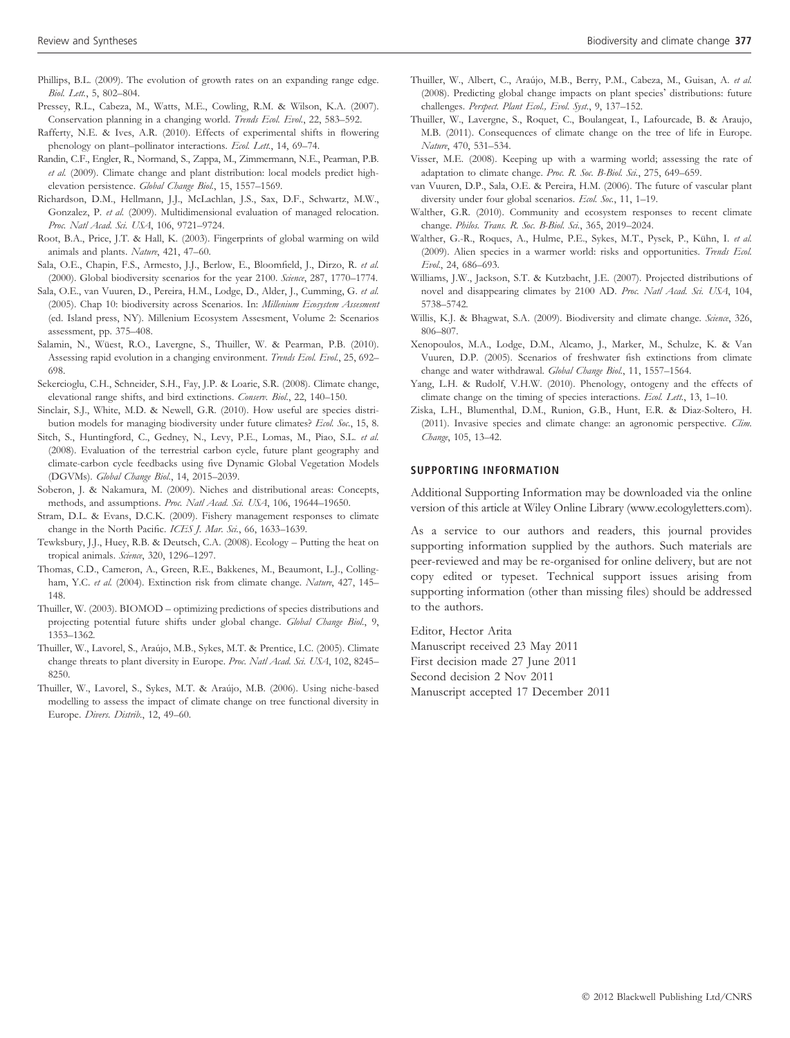Phillips, B.L. (2009). The evolution of growth rates on an expanding range edge. *Biol. Lett.*, 5, 802–804.

Pressey, R.L., Cabeza, M., Watts, M.E., Cowling, R.M. & Wilson, K.A. (2007). Conservation planning in a changing world. *Trends Ecol. Evol.*, 22, 583–592.

Rafferty, N.E. & Ives, A.R. (2010). Effects of experimental shifts in flowering phenology on plant–pollinator interactions. *Ecol. Lett.*, 14, 69–74.

Randin, C.F., Engler, R., Normand, S., Zappa, M., Zimmermann, N.E., Pearman, P.B. *et al.* (2009). Climate change and plant distribution: local models predict high-elevation persistence. *Global Change Biol.*, 15, 1557–1569.

Richardson, D.M., Hellmann, J.J., McLachlan, J.S., Sax, D.F., Schwartz, M.W., Gonzalez, P. *et al.* (2009). Multidimensional evaluation of managed relocation. *Proc. Natl Acad. Sci. USA*, 106, 9721–9724.

Root, B.A., Price, J.T. & Hall, K. (2003). Fingerprints of global warming on wild animals and plants. *Nature*, 421, 47–60.

Sala, O.E., Chapin, F.S., Armesto, J.J., Berlow, E., Bloomfield, J., Dirzo, R. *et al.* (2000). Global biodiversity scenarios for the year 2100. *Science*, 287, 1770–1774.

Sala, O.E., van Vuuren, D., Pereira, H.M., Lodge, D., Alder, J., Cumming, G. *et al.* (2005). Chap 10: biodiversity across Scenarios. In: *Millenium Ecosystem Assesment* (ed. Island press, NY). Millenium Ecosystem Assesment, Volume 2: Scenarios assessment, pp. 375–408.

Salamin, N., Wüest, R.O., Lavergne, S., Thuiller, W. & Pearman, P.B. (2010). Assessing rapid evolution in a changing environment. *Trends Ecol. Evol.*, 25, 692–698.

Sekercioglu, C.H., Schneider, S.H., Fay, J.P. & Loarie, S.R. (2008). Climate change, elevational range shifts, and bird extinctions. *Conserv. Biol.*, 22, 140–150.

Sinclair, S.J., White, M.D. & Newell, G.R. (2010). How useful are species distribution models for managing biodiversity under future climates? *Ecol. Soc.*, 15, 8.

Sitch, S., Huntingford, C., Gedney, N., Levy, P.E., Lomas, M., Piao, S.L. *et al.* (2008). Evaluation of the terrestrial carbon cycle, future plant geography and climate-carbon cycle feedbacks using five Dynamic Global Vegetation Models (DGVMs). *Global Change Biol.*, 14, 2015–2039.

Soberon, J. & Nakamura, M. (2009). Niches and distributional areas: Concepts, methods, and assumptions. *Proc. Natl Acad. Sci. USA*, 106, 19644–19650.

Stram, D.L. & Evans, D.C.K. (2009). Fishery management responses to climate change in the North Pacific. *ICES J. Mar. Sci.*, 66, 1633–1639.

Tewksbury, J.J., Huey, R.B. & Deutsch, C.A. (2008). Ecology – Putting the heat on tropical animals. *Science*, 320, 1296–1297.

Thomas, C.D., Cameron, A., Green, R.E., Bakkenes, M., Beaumont, L.J., Collingham, Y.C. *et al.* (2004). Extinction risk from climate change. *Nature*, 427, 145–148.

Thuiller, W. (2003). BIOMOD – optimizing predictions of species distributions and projecting potential future shifts under global change. *Global Change Biol.*, 9, 1353–1362.

Thuiller, W., Lavorel, S., Araújo, M.B., Sykes, M.T. & Prentice, I.C. (2005). Climate change threats to plant diversity in Europe. *Proc. Natl Acad. Sci. USA*, 102, 8245–8250.

Thuiller, W., Lavorel, S., Sykes, M.T. & Araújo, M.B. (2006). Using niche-based modelling to assess the impact of climate change on tree functional diversity in Europe. *Divers. Distrib.*, 12, 49–60.

Thuiller, W., Albert, C., Araújo, M.B., Berry, P.M., Cabeza, M., Guisan, A. *et al.* (2008). Predicting global change impacts on plant species' distributions: future challenges. *Perspect. Plant Ecol., Evol. Syst.*, 9, 137–152.

Thuiller, W., Lavergne, S., Roquet, C., Boulangeat, I., Lafourcade, B. & Araujo, M.B. (2011). Consequences of climate change on the tree of life in Europe. *Nature*, 470, 531–534.

Visser, M.E. (2008). Keeping up with a warming world; assessing the rate of adaptation to climate change. *Proc. R. Soc. B-Biol. Sci.*, 275, 649–659.

van Vuuren, D.P., Sala, O.E. & Pereira, H.M. (2006). The future of vascular plant diversity under four global scenarios. *Ecol. Soc.*, 11, 1–19.

Walther, G.R. (2010). Community and ecosystem responses to recent climate change. *Philos. Trans. R. Soc. B-Biol. Sci.*, 365, 2019–2024.

Walther, G.-R., Roques, A., Hulme, P.E., Sykes, M.T., Pysek, P., Kühn, I. *et al.* (2009). Alien species in a warmer world: risks and opportunities. *Trends Ecol. Evol.*, 24, 686–693.

Williams, J.W., Jackson, S.T. & Kutzbacht, J.E. (2007). Projected distributions of novel and disappearing climates by 2100 AD. *Proc. Natl Acad. Sci. USA*, 104, 5738–5742.

Willis, K.J. & Bhagwat, S.A. (2009). Biodiversity and climate change. *Science*, 326, 806–807.

Xenopoulos, M.A., Lodge, D.M., Alcamo, J., Marker, M., Schulze, K. & Van Vuuren, D.P. (2005). Scenarios of freshwater fish extinctions from climate change and water withdrawal. *Global Change Biol.*, 11, 1557–1564.

Yang, L.H. & Rudolf, V.H.W. (2010). Phenology, ontogeny and the effects of climate change on the timing of species interactions. *Ecol. Lett.*, 13, 1–10.

Ziska, L.H., Blumenthal, D.M., Runion, G.B., Hunt, E.R. & Diaz-Soltero, H. (2011). Invasive species and climate change: an agronomic perspective. *Clim. Change*, 105, 13–42.

## SUPPORTING INFORMATION

Additional Supporting Information may be downloaded via the online version of this article at Wiley Online Library (www.ecologyletters.com).

As a service to our authors and readers, this journal provides supporting information supplied by the authors. Such materials are peer-reviewed and may be re-organised for online delivery, but are not copy edited or typeset. Technical support issues arising from supporting information (other than missing files) should be addressed to the authors.

Editor, Hector Arita
Manuscript received 23 May 2011
First decision made 27 June 2011
Second decision 2 Nov 2011
Manuscript accepted 17 December 2011